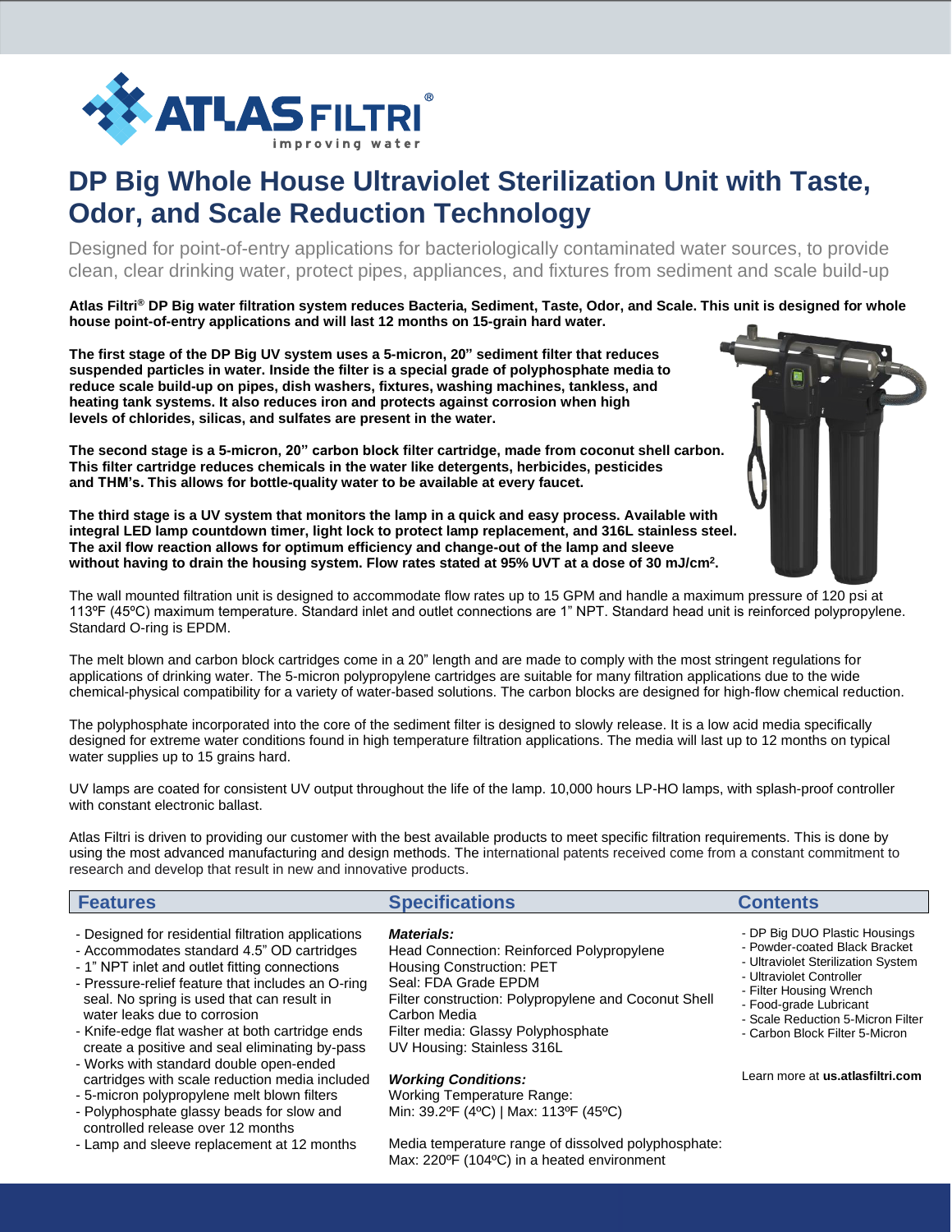# DP Big Whole House Ultraviolet Sterilization Unit with Taste, Odor, and Scale Reduction Technology

Designed for point-of-entry applications for bacteriologically contaminated water sources, to provide clean, clear drinking water, protect pipes, appliances, and fixtures from sediment and scale build-up

**Atlas Filtri® DP Big water filtration system reduces Bacteria, Sediment, Taste, Odor, and Scale. This unit is designed for whole house point-of-entry applications and will last 12 months on 15-grain hard water.**

**The first stage of the DP Big UV system uses a 5-micron, 20" sediment filter that reduces suspended particles in water. Inside the filter is a special grade of polyphosphate media to reduce scale build-up on pipes, dish washers, fixtures, washing machines, tankless, and heating tank systems. It also reduces iron and protects against corrosion when high levels of chlorides, silicas, and sulfates are present in the water.**

**The second stage is a 5-micron, 20" carbon block filter cartridge, made from coconut shell carbon. This filter cartridge reduces chemicals in the water like detergents, herbicides, pesticides and THM's. This allows for bottle-quality water to be available at every faucet.**

**The third stage is a UV system that monitors the lamp in a quick and easy process. Available with integral LED lamp countdown timer, light lock to protect lamp replacement, and 316L stainless steel. The axil flow reaction allows for optimum efficiency and change-out of the lamp and sleeve without having to drain the housing system. Flow rates stated at 95% UVT at a dose of 30 mJ/cm².**

The wall mounted filtration unit is designed to accommodate flow rates up to 15 GPM and handle a maximum pressure of 120 psi at 113ºF (45ºC) maximum temperature. Standard inlet and outlet connections are 1" NPT. Standard head unit is reinforced polypropylene. Standard O-ring is EPDM.

The melt blown and carbon block cartridges come in a 20" length and are made to comply with the most stringent regulations for applications of drinking water. The 5-micron polypropylene cartridges are suitable for many filtration applications due to the wide chemical-physical compatibility for a variety of water-based solutions. The carbon blocks are designed for high-flow chemical reduction.

The polyphosphate incorporated into the core of the sediment filter is designed to slowly release. It is a low acid media specifically designed for extreme water conditions found in high temperature filtration applications. The media will last up to 12 months on typical water supplies up to 15 grains hard.

UV lamps are coated for consistent UV output throughout the life of the lamp. 10,000 hours LP-HO lamps, with splash-proof controller with constant electronic ballast.

Atlas Filtri is driven to providing our customer with the best available products to meet specific filtration requirements. This is done by using the most advanced manufacturing and design methods. The international patents received come from a constant commitment to research and develop that result in new and innovative products.

## Features

- Designed for residential filtration applications
- Accommodates standard 4.5" OD cartridges
- 1" NPT inlet and outlet fitting connections
- Pressure-relief feature that includes an O-ring seal. No spring is used that can result in water leaks due to corrosion
- Knife-edge flat washer at both cartridge ends create a positive and seal eliminating by-pass
- Works with standard double open-ended cartridges with scale reduction media included
- 5-micron polypropylene melt blown filters
- Polyphosphate glassy beads for slow and controlled release over 12 months
- Lamp and sleeve replacement at 12 months

## Specifications

***Materials:***

Head Connection: Reinforced Polypropylene
Housing Construction: PET
Seal: FDA Grade EPDM
Filter construction: Polypropylene and Coconut Shell Carbon Media
Filter media: Glassy Polyphosphate
UV Housing: Stainless 316L

***Working Conditions:***

Working Temperature Range:
Min: 39.2ºF (4ºC) | Max: 113ºF (45ºC)

Media temperature range of dissolved polyphosphate:
Max: 220ºF (104ºC) in a heated environment

## Contents

- DP Big DUO Plastic Housings
- Powder-coated Black Bracket
- Ultraviolet Sterilization System
- Ultraviolet Controller
- Filter Housing Wrench
- Food-grade Lubricant
- Scale Reduction 5-Micron Filter
- Carbon Block Filter 5-Micron

Learn more at **us.atlasfiltri.com**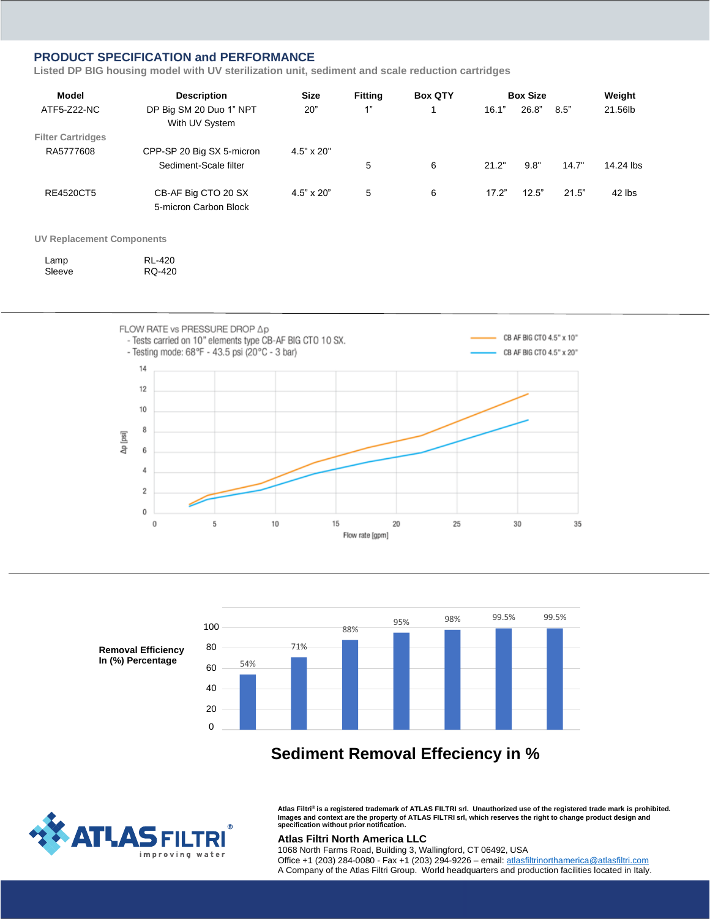## PRODUCT SPECIFICATION and PERFORMANCE

**Listed DP BIG housing model with UV sterilization unit, sediment and scale reduction cartridges**

| Model | Description | Size | Fitting | Box QTY | Box Size | | | Weight |
|---|---|---|---|---|---|---|---|---|
| ATF5-Z22-NC | DP Big SM 20 Duo 1" NPT With UV System | 20" | 1" | 1 | 16.1" | 26.8" | 8.5" | 21.56lb |
| **Filter Cartridges** | | | | | | | | |
| RA5777608 | CPP-SP 20 Big SX 5-micron Sediment-Scale filter | 4.5" x 20" | 5 | 6 | 21.2" | 9.8" | 14.7" | 14.24 lbs |
| RE4520CT5 | CB-AF Big CTO 20 SX 5-micron Carbon Block | 4.5" x 20" | 5 | 6 | 17.2" | 12.5" | 21.5" | 42 lbs |

**UV Replacement Components**

| | |
|---|---|
| Lamp | RL-420 |
| Sleeve | RQ-420 |

FLOW RATE vs PRESSURE DROP Δp
- Tests carried on 10" elements type CB-AF BIG CTO 10 SX.
- Testing mode: 68°F - 43.5 psi (20°C - 3 bar)

CB AF BIG CTO 4.5" x 10"
CB AF BIG CTO 4.5" x 20"

Δp [psi]
0 2 4 6 8 10 12 14

Flow rate [gpm]
0 5 10 15 20 25 30 35

Removal Efficiency In (%) Percentage

0 20 40 60 80 100

54% 71% 88% 95% 98% 99.5% 99.5%

**Sediment Removal Effeciency in %**

ATLAS FILTRI® improving water

**Atlas Filtri® is a registered trademark of ATLAS FILTRI srl. Unauthorized use of the registered trade mark is prohibited. Images and context are the property of ATLAS FILTRI srl, which reserves the right to change product design and specification without prior notification.**

**Atlas Filtri North America LLC**
1068 North Farms Road, Building 3, Wallingford, CT 06492, USA
Office +1 (203) 284-0080 - Fax +1 (203) 294-9226 – email: atlasfiltrinorthamerica@atlasfiltri.com
A Company of the Atlas Filtri Group. World headquarters and production facilities located in Italy.